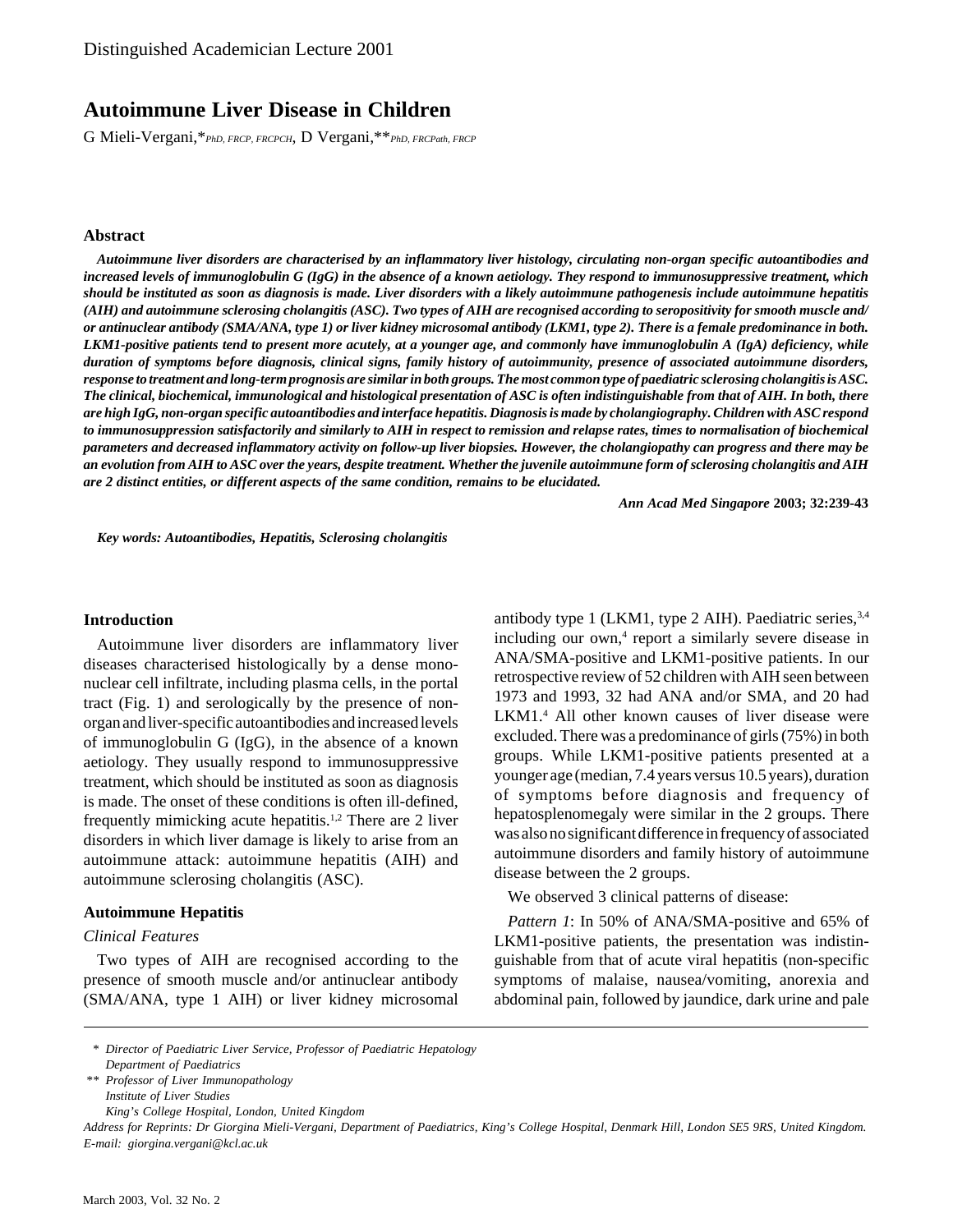Distinguished Academician Lecture 2001

# Autoimmune Liver Disease in Children

G Mieli-Vergani,* *PhD, FRCP, FRCPCH*, D Vergani,** *PhD, FRCPath, FRCP*

### Abstract

***Autoimmune liver disorders are characterised by an inflammatory liver histology, circulating non-organ specific autoantibodies and increased levels of immunoglobulin G (IgG) in the absence of a known aetiology. They respond to immunosuppressive treatment, which should be instituted as soon as diagnosis is made. Liver disorders with a likely autoimmune pathogenesis include autoimmune hepatitis (AIH) and autoimmune sclerosing cholangitis (ASC). Two types of AIH are recognised according to seropositivity for smooth muscle and/or antinuclear antibody (SMA/ANA, type 1) or liver kidney microsomal antibody (LKM1, type 2). There is a female predominance in both. LKM1-positive patients tend to present more acutely, at a younger age, and commonly have immunoglobulin A (IgA) deficiency, while duration of symptoms before diagnosis, clinical signs, family history of autoimmunity, presence of associated autoimmune disorders, response to treatment and long-term prognosis are similar in both groups. The most common type of paediatric sclerosing cholangitis is ASC. The clinical, biochemical, immunological and histological presentation of ASC is often indistinguishable from that of AIH. In both, there are high IgG, non-organ specific autoantibodies and interface hepatitis. Diagnosis is made by cholangiography. Children with ASC respond to immunosuppression satisfactorily and similarly to AIH in respect to remission and relapse rates, times to normalisation of biochemical parameters and decreased inflammatory activity on follow-up liver biopsies. However, the cholangiopathy can progress and there may be an evolution from AIH to ASC over the years, despite treatment. Whether the juvenile autoimmune form of sclerosing cholangitis and AIH are 2 distinct entities, or different aspects of the same condition, remains to be elucidated.***

***Ann Acad Med Singapore*** **2003; 32:239-43**

***Key words: Autoantibodies, Hepatitis, Sclerosing cholangitis***

## Introduction

Autoimmune liver disorders are inflammatory liver diseases characterised histologically by a dense mononuclear cell infiltrate, including plasma cells, in the portal tract (Fig. 1) and serologically by the presence of non-organ and liver-specific autoantibodies and increased levels of immunoglobulin G (IgG), in the absence of a known aetiology. They usually respond to immunosuppressive treatment, which should be instituted as soon as diagnosis is made. The onset of these conditions is often ill-defined, frequently mimicking acute hepatitis.[1,2] There are 2 liver disorders in which liver damage is likely to arise from an autoimmune attack: autoimmune hepatitis (AIH) and autoimmune sclerosing cholangitis (ASC).

## Autoimmune Hepatitis

### *Clinical Features*

Two types of AIH are recognised according to the presence of smooth muscle and/or antinuclear antibody (SMA/ANA, type 1 AIH) or liver kidney microsomal antibody type 1 (LKM1, type 2 AIH). Paediatric series,[3,4] including our own,[4] report a similarly severe disease in ANA/SMA-positive and LKM1-positive patients. In our retrospective review of 52 children with AIH seen between 1973 and 1993, 32 had ANA and/or SMA, and 20 had LKM1.[4] All other known causes of liver disease were excluded. There was a predominance of girls (75%) in both groups. While LKM1-positive patients presented at a younger age (median, 7.4 years versus 10.5 years), duration of symptoms before diagnosis and frequency of hepatosplenomegaly were similar in the 2 groups. There was also no significant difference in frequency of associated autoimmune disorders and family history of autoimmune disease between the 2 groups.

We observed 3 clinical patterns of disease:

*Pattern 1*: In 50% of ANA/SMA-positive and 65% of LKM1-positive patients, the presentation was indistinguishable from that of acute viral hepatitis (non-specific symptoms of malaise, nausea/vomiting, anorexia and abdominal pain, followed by jaundice, dark urine and pale

\* *Director of Paediatric Liver Service, Professor of Paediatric Hepatology*
*Department of Paediatrics*

\*\* *Professor of Liver Immunopathology*
*Institute of Liver Studies*
*King's College Hospital, London, United Kingdom*

*Address for Reprints: Dr Giorgina Mieli-Vergani, Department of Paediatrics, King's College Hospital, Denmark Hill, London SE5 9RS, United Kingdom. E-mail: giorgina.vergani@kcl.ac.uk*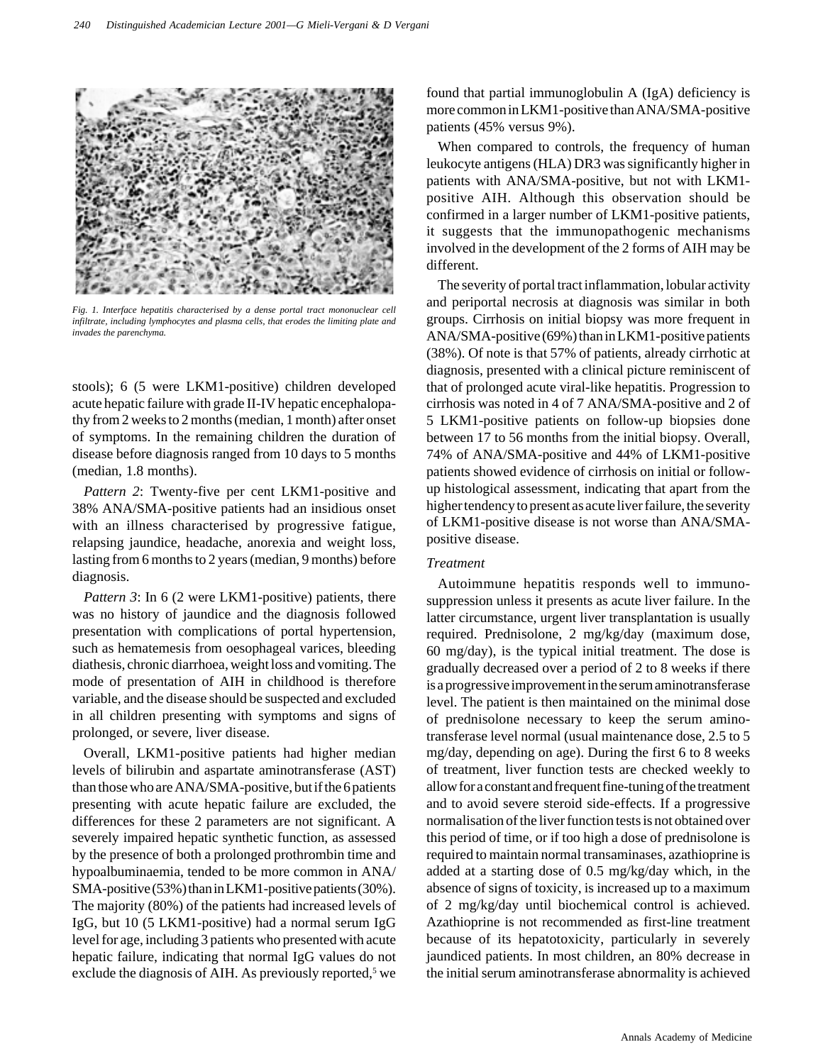Fig. 1. Interface hepatitis characterised by a dense portal tract mononuclear cell infiltrate, including lymphocytes and plasma cells, that erodes the limiting plate and invades the parenchyma.

stools); 6 (5 were LKM1-positive) children developed acute hepatic failure with grade II-IV hepatic encephalopathy from 2 weeks to 2 months (median, 1 month) after onset of symptoms. In the remaining children the duration of disease before diagnosis ranged from 10 days to 5 months (median, 1.8 months).

*Pattern 2*: Twenty-five per cent LKM1-positive and 38% ANA/SMA-positive patients had an insidious onset with an illness characterised by progressive fatigue, relapsing jaundice, headache, anorexia and weight loss, lasting from 6 months to 2 years (median, 9 months) before diagnosis.

*Pattern 3*: In 6 (2 were LKM1-positive) patients, there was no history of jaundice and the diagnosis followed presentation with complications of portal hypertension, such as hematemesis from oesophageal varices, bleeding diathesis, chronic diarrhoea, weight loss and vomiting. The mode of presentation of AIH in childhood is therefore variable, and the disease should be suspected and excluded in all children presenting with symptoms and signs of prolonged, or severe, liver disease.

Overall, LKM1-positive patients had higher median levels of bilirubin and aspartate aminotransferase (AST) than those who are ANA/SMA-positive, but if the 6 patients presenting with acute hepatic failure are excluded, the differences for these 2 parameters are not significant. A severely impaired hepatic synthetic function, as assessed by the presence of both a prolonged prothrombin time and hypoalbuminaemia, tended to be more common in ANA/SMA-positive (53%) than in LKM1-positive patients (30%). The majority (80%) of the patients had increased levels of IgG, but 10 (5 LKM1-positive) had a normal serum IgG level for age, including 3 patients who presented with acute hepatic failure, indicating that normal IgG values do not exclude the diagnosis of AIH. As previously reported,[5] we found that partial immunoglobulin A (IgA) deficiency is more common in LKM1-positive than ANA/SMA-positive patients (45% versus 9%).

When compared to controls, the frequency of human leukocyte antigens (HLA) DR3 was significantly higher in patients with ANA/SMA-positive, but not with LKM1-positive AIH. Although this observation should be confirmed in a larger number of LKM1-positive patients, it suggests that the immunopathogenic mechanisms involved in the development of the 2 forms of AIH may be different.

The severity of portal tract inflammation, lobular activity and periportal necrosis at diagnosis was similar in both groups. Cirrhosis on initial biopsy was more frequent in ANA/SMA-positive (69%) than in LKM1-positive patients (38%). Of note is that 57% of patients, already cirrhotic at diagnosis, presented with a clinical picture reminiscent of that of prolonged acute viral-like hepatitis. Progression to cirrhosis was noted in 4 of 7 ANA/SMA-positive and 2 of 5 LKM1-positive patients on follow-up biopsies done between 17 to 56 months from the initial biopsy. Overall, 74% of ANA/SMA-positive and 44% of LKM1-positive patients showed evidence of cirrhosis on initial or follow-up histological assessment, indicating that apart from the higher tendency to present as acute liver failure, the severity of LKM1-positive disease is not worse than ANA/SMA-positive disease.

### *Treatment*

Autoimmune hepatitis responds well to immunosuppression unless it presents as acute liver failure. In the latter circumstance, urgent liver transplantation is usually required. Prednisolone, 2 mg/kg/day (maximum dose, 60 mg/day), is the typical initial treatment. The dose is gradually decreased over a period of 2 to 8 weeks if there is a progressive improvement in the serum aminotransferase level. The patient is then maintained on the minimal dose of prednisolone necessary to keep the serum aminotransferase level normal (usual maintenance dose, 2.5 to 5 mg/day, depending on age). During the first 6 to 8 weeks of treatment, liver function tests are checked weekly to allow for a constant and frequent fine-tuning of the treatment and to avoid severe steroid side-effects. If a progressive normalisation of the liver function tests is not obtained over this period of time, or if too high a dose of prednisolone is required to maintain normal transaminases, azathioprine is added at a starting dose of 0.5 mg/kg/day which, in the absence of signs of toxicity, is increased up to a maximum of 2 mg/kg/day until biochemical control is achieved. Azathioprine is not recommended as first-line treatment because of its hepatotoxicity, particularly in severely jaundiced patients. In most children, an 80% decrease in the initial serum aminotransferase abnormality is achieved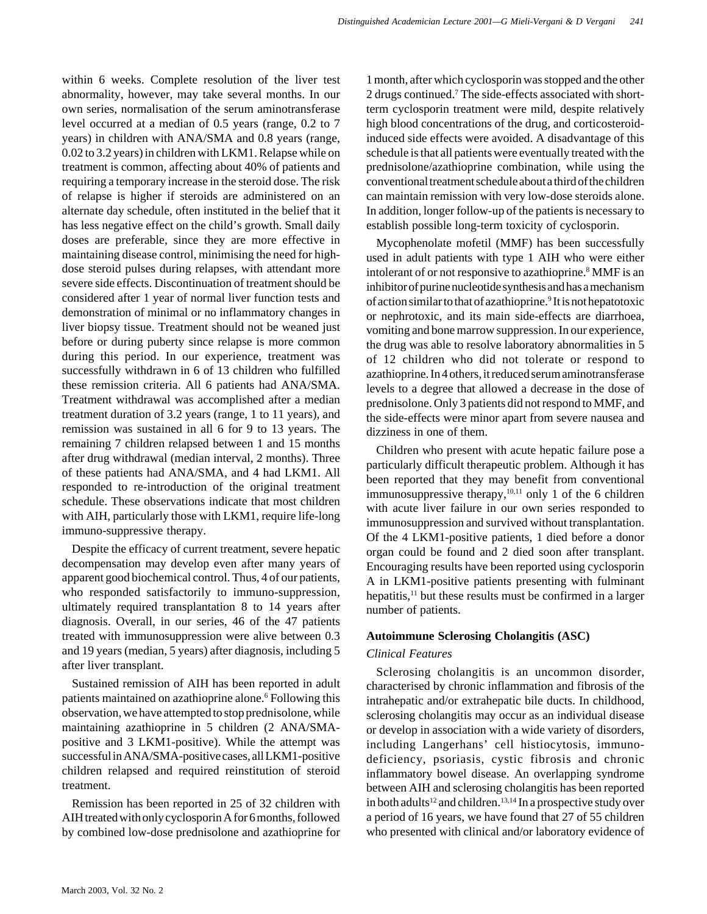within 6 weeks. Complete resolution of the liver test abnormality, however, may take several months. In our own series, normalisation of the serum aminotransferase level occurred at a median of 0.5 years (range, 0.2 to 7 years) in children with ANA/SMA and 0.8 years (range, 0.02 to 3.2 years) in children with LKM1. Relapse while on treatment is common, affecting about 40% of patients and requiring a temporary increase in the steroid dose. The risk of relapse is higher if steroids are administered on an alternate day schedule, often instituted in the belief that it has less negative effect on the child's growth. Small daily doses are preferable, since they are more effective in maintaining disease control, minimising the need for high-dose steroid pulses during relapses, with attendant more severe side effects. Discontinuation of treatment should be considered after 1 year of normal liver function tests and demonstration of minimal or no inflammatory changes in liver biopsy tissue. Treatment should not be weaned just before or during puberty since relapse is more common during this period. In our experience, treatment was successfully withdrawn in 6 of 13 children who fulfilled these remission criteria. All 6 patients had ANA/SMA. Treatment withdrawal was accomplished after a median treatment duration of 3.2 years (range, 1 to 11 years), and remission was sustained in all 6 for 9 to 13 years. The remaining 7 children relapsed between 1 and 15 months after drug withdrawal (median interval, 2 months). Three of these patients had ANA/SMA, and 4 had LKM1. All responded to re-introduction of the original treatment schedule. These observations indicate that most children with AIH, particularly those with LKM1, require life-long immuno-suppressive therapy.

Despite the efficacy of current treatment, severe hepatic decompensation may develop even after many years of apparent good biochemical control. Thus, 4 of our patients, who responded satisfactorily to immuno-suppression, ultimately required transplantation 8 to 14 years after diagnosis. Overall, in our series, 46 of the 47 patients treated with immunosuppression were alive between 0.3 and 19 years (median, 5 years) after diagnosis, including 5 after liver transplant.

Sustained remission of AIH has been reported in adult patients maintained on azathioprine alone.[6] Following this observation, we have attempted to stop prednisolone, while maintaining azathioprine in 5 children (2 ANA/SMA-positive and 3 LKM1-positive). While the attempt was successful in ANA/SMA-positive cases, all LKM1-positive children relapsed and required reinstitution of steroid treatment.

Remission has been reported in 25 of 32 children with AIH treated with only cyclosporin A for 6 months, followed by combined low-dose prednisolone and azathioprine for 1 month, after which cyclosporin was stopped and the other 2 drugs continued.[7] The side-effects associated with short-term cyclosporin treatment were mild, despite relatively high blood concentrations of the drug, and corticosteroid-induced side effects were avoided. A disadvantage of this schedule is that all patients were eventually treated with the prednisolone/azathioprine combination, while using the conventional treatment schedule about a third of the children can maintain remission with very low-dose steroids alone. In addition, longer follow-up of the patients is necessary to establish possible long-term toxicity of cyclosporin.

Mycophenolate mofetil (MMF) has been successfully used in adult patients with type 1 AIH who were either intolerant of or not responsive to azathioprine.[8] MMF is an inhibitor of purine nucleotide synthesis and has a mechanism of action similar to that of azathioprine.[9] It is not hepatotoxic or nephrotoxic, and its main side-effects are diarrhoea, vomiting and bone marrow suppression. In our experience, the drug was able to resolve laboratory abnormalities in 5 of 12 children who did not tolerate or respond to azathioprine. In 4 others, it reduced serum aminotransferase levels to a degree that allowed a decrease in the dose of prednisolone. Only 3 patients did not respond to MMF, and the side-effects were minor apart from severe nausea and dizziness in one of them.

Children who present with acute hepatic failure pose a particularly difficult therapeutic problem. Although it has been reported that they may benefit from conventional immunosuppressive therapy,[10,11] only 1 of the 6 children with acute liver failure in our own series responded to immunosuppression and survived without transplantation. Of the 4 LKM1-positive patients, 1 died before a donor organ could be found and 2 died soon after transplant. Encouraging results have been reported using cyclosporin A in LKM1-positive patients presenting with fulminant hepatitis,[11] but these results must be confirmed in a larger number of patients.

## Autoimmune Sclerosing Cholangitis (ASC)

### *Clinical Features*

Sclerosing cholangitis is an uncommon disorder, characterised by chronic inflammation and fibrosis of the intrahepatic and/or extrahepatic bile ducts. In childhood, sclerosing cholangitis may occur as an individual disease or develop in association with a wide variety of disorders, including Langerhans' cell histiocytosis, immuno-deficiency, psoriasis, cystic fibrosis and chronic inflammatory bowel disease. An overlapping syndrome between AIH and sclerosing cholangitis has been reported in both adults[12] and children.[13,14] In a prospective study over a period of 16 years, we have found that 27 of 55 children who presented with clinical and/or laboratory evidence of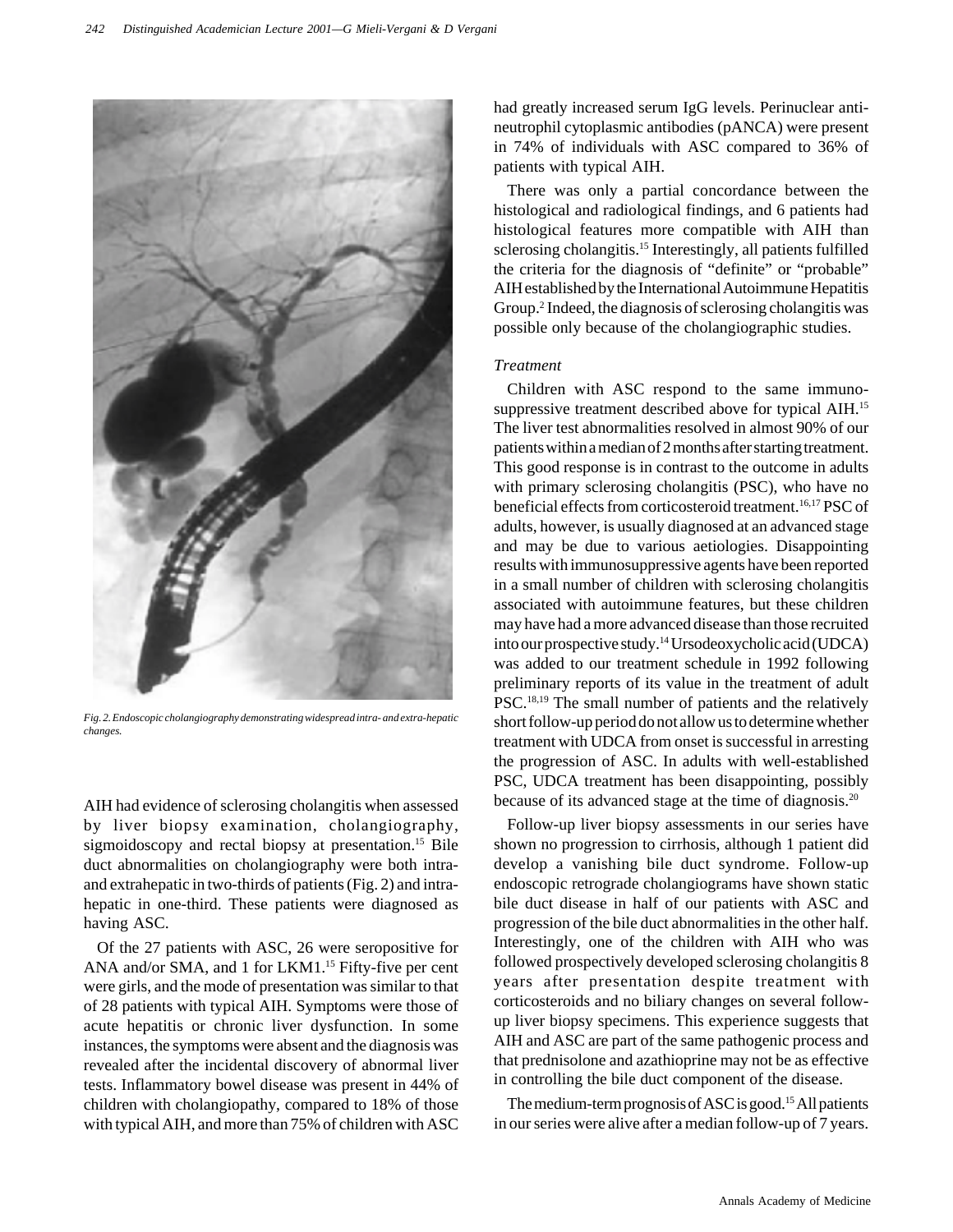Fig. 2. Endoscopic cholangiography demonstrating widespread intra- and extra-hepatic changes.

AIH had evidence of sclerosing cholangitis when assessed by liver biopsy examination, cholangiography, sigmoidoscopy and rectal biopsy at presentation.[15] Bile duct abnormalities on cholangiography were both intra- and extrahepatic in two-thirds of patients (Fig. 2) and intrahepatic in one-third. These patients were diagnosed as having ASC.

Of the 27 patients with ASC, 26 were seropositive for ANA and/or SMA, and 1 for LKM1.[15] Fifty-five per cent were girls, and the mode of presentation was similar to that of 28 patients with typical AIH. Symptoms were those of acute hepatitis or chronic liver dysfunction. In some instances, the symptoms were absent and the diagnosis was revealed after the incidental discovery of abnormal liver tests. Inflammatory bowel disease was present in 44% of children with cholangiopathy, compared to 18% of those with typical AIH, and more than 75% of children with ASC had greatly increased serum IgG levels. Perinuclear anti-neutrophil cytoplasmic antibodies (pANCA) were present in 74% of individuals with ASC compared to 36% of patients with typical AIH.

There was only a partial concordance between the histological and radiological findings, and 6 patients had histological features more compatible with AIH than sclerosing cholangitis.[15] Interestingly, all patients fulfilled the criteria for the diagnosis of "definite" or "probable" AIH established by the International Autoimmune Hepatitis Group.[2] Indeed, the diagnosis of sclerosing cholangitis was possible only because of the cholangiographic studies.

*Treatment*

Children with ASC respond to the same immunosuppressive treatment described above for typical AIH.[15] The liver test abnormalities resolved in almost 90% of our patients within a median of 2 months after starting treatment. This good response is in contrast to the outcome in adults with primary sclerosing cholangitis (PSC), who have no beneficial effects from corticosteroid treatment.[16,17] PSC of adults, however, is usually diagnosed at an advanced stage and may be due to various aetiologies. Disappointing results with immunosuppressive agents have been reported in a small number of children with sclerosing cholangitis associated with autoimmune features, but these children may have had a more advanced disease than those recruited into our prospective study.[14] Ursodeoxycholic acid (UDCA) was added to our treatment schedule in 1992 following preliminary reports of its value in the treatment of adult PSC.[18,19] The small number of patients and the relatively short follow-up period do not allow us to determine whether treatment with UDCA from onset is successful in arresting the progression of ASC. In adults with well-established PSC, UDCA treatment has been disappointing, possibly because of its advanced stage at the time of diagnosis.[20]

Follow-up liver biopsy assessments in our series have shown no progression to cirrhosis, although 1 patient did develop a vanishing bile duct syndrome. Follow-up endoscopic retrograde cholangiograms have shown static bile duct disease in half of our patients with ASC and progression of the bile duct abnormalities in the other half. Interestingly, one of the children with AIH who was followed prospectively developed sclerosing cholangitis 8 years after presentation despite treatment with corticosteroids and no biliary changes on several follow-up liver biopsy specimens. This experience suggests that AIH and ASC are part of the same pathogenic process and that prednisolone and azathioprine may not be as effective in controlling the bile duct component of the disease.

The medium-term prognosis of ASC is good.[15] All patients in our series were alive after a median follow-up of 7 years.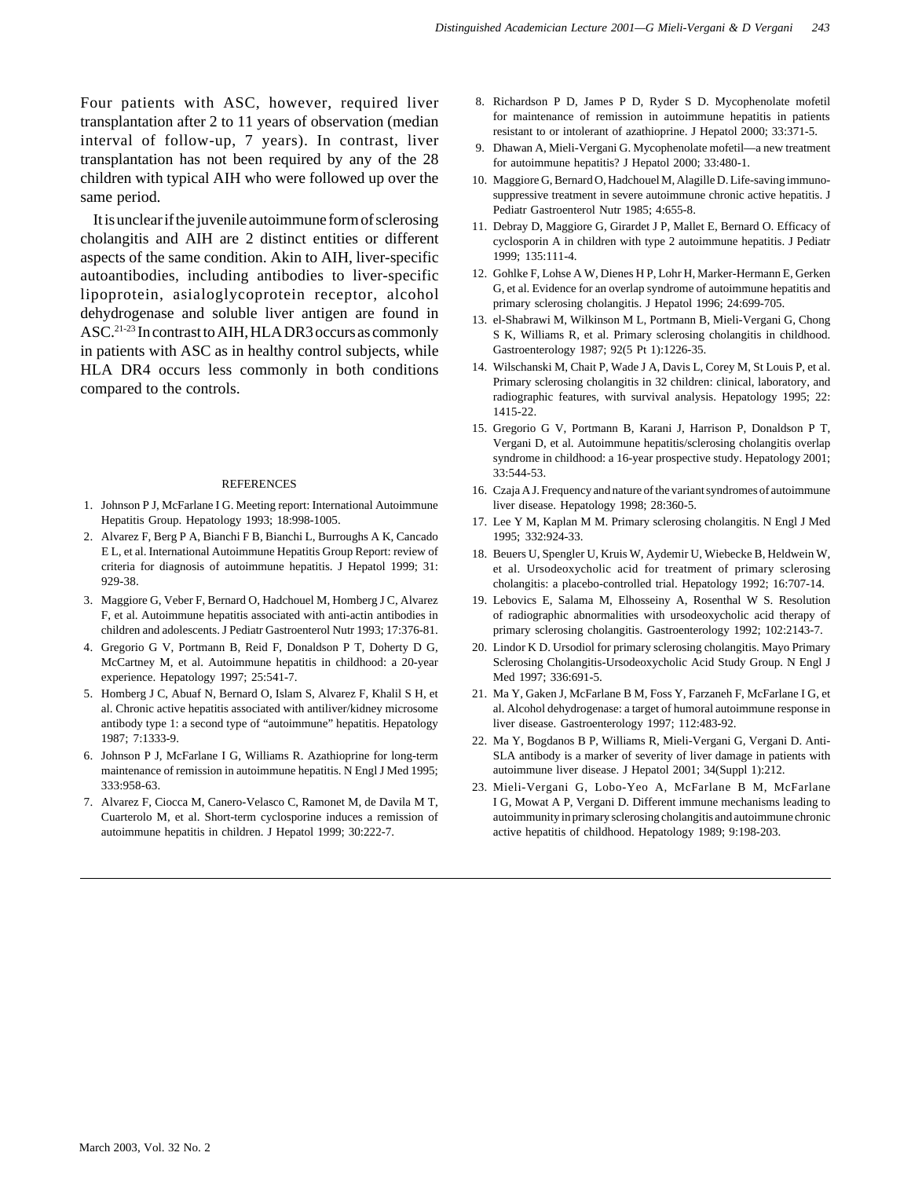Four patients with ASC, however, required liver transplantation after 2 to 11 years of observation (median interval of follow-up, 7 years). In contrast, liver transplantation has not been required by any of the 28 children with typical AIH who were followed up over the same period.

It is unclear if the juvenile autoimmune form of sclerosing cholangitis and AIH are 2 distinct entities or different aspects of the same condition. Akin to AIH, liver-specific autoantibodies, including antibodies to liver-specific lipoprotein, asialoglycoprotein receptor, alcohol dehydrogenase and soluble liver antigen are found in ASC.[21-23] In contrast to AIH, HLA DR3 occurs as commonly in patients with ASC as in healthy control subjects, while HLA DR4 occurs less commonly in both conditions compared to the controls.

## REFERENCES

1. Johnson P J, McFarlane I G. Meeting report: International Autoimmune Hepatitis Group. Hepatology 1993; 18:998-1005.
2. Alvarez F, Berg P A, Bianchi F B, Bianchi L, Burroughs A K, Cancado E L, et al. International Autoimmune Hepatitis Group Report: review of criteria for diagnosis of autoimmune hepatitis. J Hepatol 1999; 31: 929-38.
3. Maggiore G, Veber F, Bernard O, Hadchouel M, Homberg J C, Alvarez F, et al. Autoimmune hepatitis associated with anti-actin antibodies in children and adolescents. J Pediatr Gastroenterol Nutr 1993; 17:376-81.
4. Gregorio G V, Portmann B, Reid F, Donaldson P T, Doherty D G, McCartney M, et al. Autoimmune hepatitis in childhood: a 20-year experience. Hepatology 1997; 25:541-7.
5. Homberg J C, Abuaf N, Bernard O, Islam S, Alvarez F, Khalil S H, et al. Chronic active hepatitis associated with antiliver/kidney microsome antibody type 1: a second type of "autoimmune" hepatitis. Hepatology 1987; 7:1333-9.
6. Johnson P J, McFarlane I G, Williams R. Azathioprine for long-term maintenance of remission in autoimmune hepatitis. N Engl J Med 1995; 333:958-63.
7. Alvarez F, Ciocca M, Canero-Velasco C, Ramonet M, de Davila M T, Cuarterolo M, et al. Short-term cyclosporine induces a remission of autoimmune hepatitis in children. J Hepatol 1999; 30:222-7.
8. Richardson P D, James P D, Ryder S D. Mycophenolate mofetil for maintenance of remission in autoimmune hepatitis in patients resistant to or intolerant of azathioprine. J Hepatol 2000; 33:371-5.
9. Dhawan A, Mieli-Vergani G. Mycophenolate mofetil—a new treatment for autoimmune hepatitis? J Hepatol 2000; 33:480-1.
10. Maggiore G, Bernard O, Hadchouel M, Alagille D. Life-saving immunosuppressive treatment in severe autoimmune chronic active hepatitis. J Pediatr Gastroenterol Nutr 1985; 4:655-8.
11. Debray D, Maggiore G, Girardet J P, Mallet E, Bernard O. Efficacy of cyclosporin A in children with type 2 autoimmune hepatitis. J Pediatr 1999; 135:111-4.
12. Gohlke F, Lohse A W, Dienes H P, Lohr H, Marker-Hermann E, Gerken G, et al. Evidence for an overlap syndrome of autoimmune hepatitis and primary sclerosing cholangitis. J Hepatol 1996; 24:699-705.
13. el-Shabrawi M, Wilkinson M L, Portmann B, Mieli-Vergani G, Chong S K, Williams R, et al. Primary sclerosing cholangitis in childhood. Gastroenterology 1987; 92(5 Pt 1):1226-35.
14. Wilschanski M, Chait P, Wade J A, Davis L, Corey M, St Louis P, et al. Primary sclerosing cholangitis in 32 children: clinical, laboratory, and radiographic features, with survival analysis. Hepatology 1995; 22: 1415-22.
15. Gregorio G V, Portmann B, Karani J, Harrison P, Donaldson P T, Vergani D, et al. Autoimmune hepatitis/sclerosing cholangitis overlap syndrome in childhood: a 16-year prospective study. Hepatology 2001; 33:544-53.
16. Czaja A J. Frequency and nature of the variant syndromes of autoimmune liver disease. Hepatology 1998; 28:360-5.
17. Lee Y M, Kaplan M M. Primary sclerosing cholangitis. N Engl J Med 1995; 332:924-33.
18. Beuers U, Spengler U, Kruis W, Aydemir U, Wiebecke B, Heldwein W, et al. Ursodeoxycholic acid for treatment of primary sclerosing cholangitis: a placebo-controlled trial. Hepatology 1992; 16:707-14.
19. Lebovics E, Salama M, Elhosseiny A, Rosenthal W S. Resolution of radiographic abnormalities with ursodeoxycholic acid therapy of primary sclerosing cholangitis. Gastroenterology 1992; 102:2143-7.
20. Lindor K D. Ursodiol for primary sclerosing cholangitis. Mayo Primary Sclerosing Cholangitis-Ursodeoxycholic Acid Study Group. N Engl J Med 1997; 336:691-5.
21. Ma Y, Gaken J, McFarlane B M, Foss Y, Farzaneh F, McFarlane I G, et al. Alcohol dehydrogenase: a target of humoral autoimmune response in liver disease. Gastroenterology 1997; 112:483-92.
22. Ma Y, Bogdanos B P, Williams R, Mieli-Vergani G, Vergani D. Anti-SLA antibody is a marker of severity of liver damage in patients with autoimmune liver disease. J Hepatol 2001; 34(Suppl 1):212.
23. Mieli-Vergani G, Lobo-Yeo A, McFarlane B M, McFarlane I G, Mowat A P, Vergani D. Different immune mechanisms leading to autoimmunity in primary sclerosing cholangitis and autoimmune chronic active hepatitis of childhood. Hepatology 1989; 9:198-203.